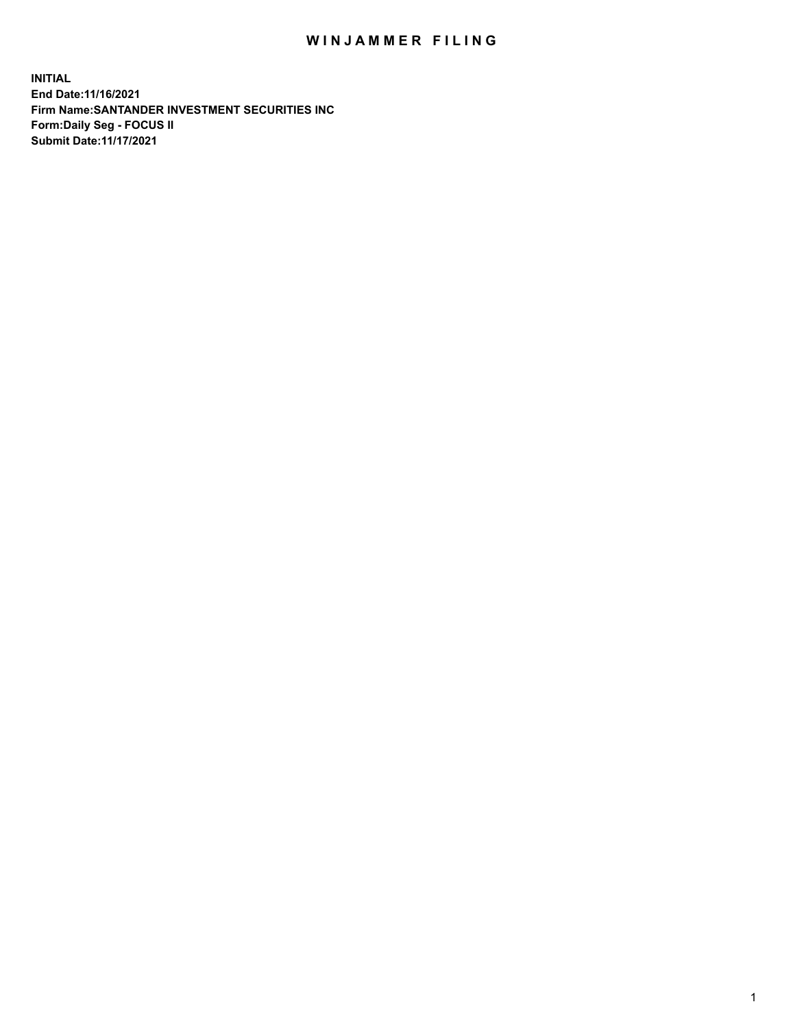# WINJAMMER FILING

**INITIAL**
**End Date:11/16/2021**
**Firm Name:SANTANDER INVESTMENT SECURITIES INC**
**Form:Daily Seg - FOCUS II**
**Submit Date:11/17/2021**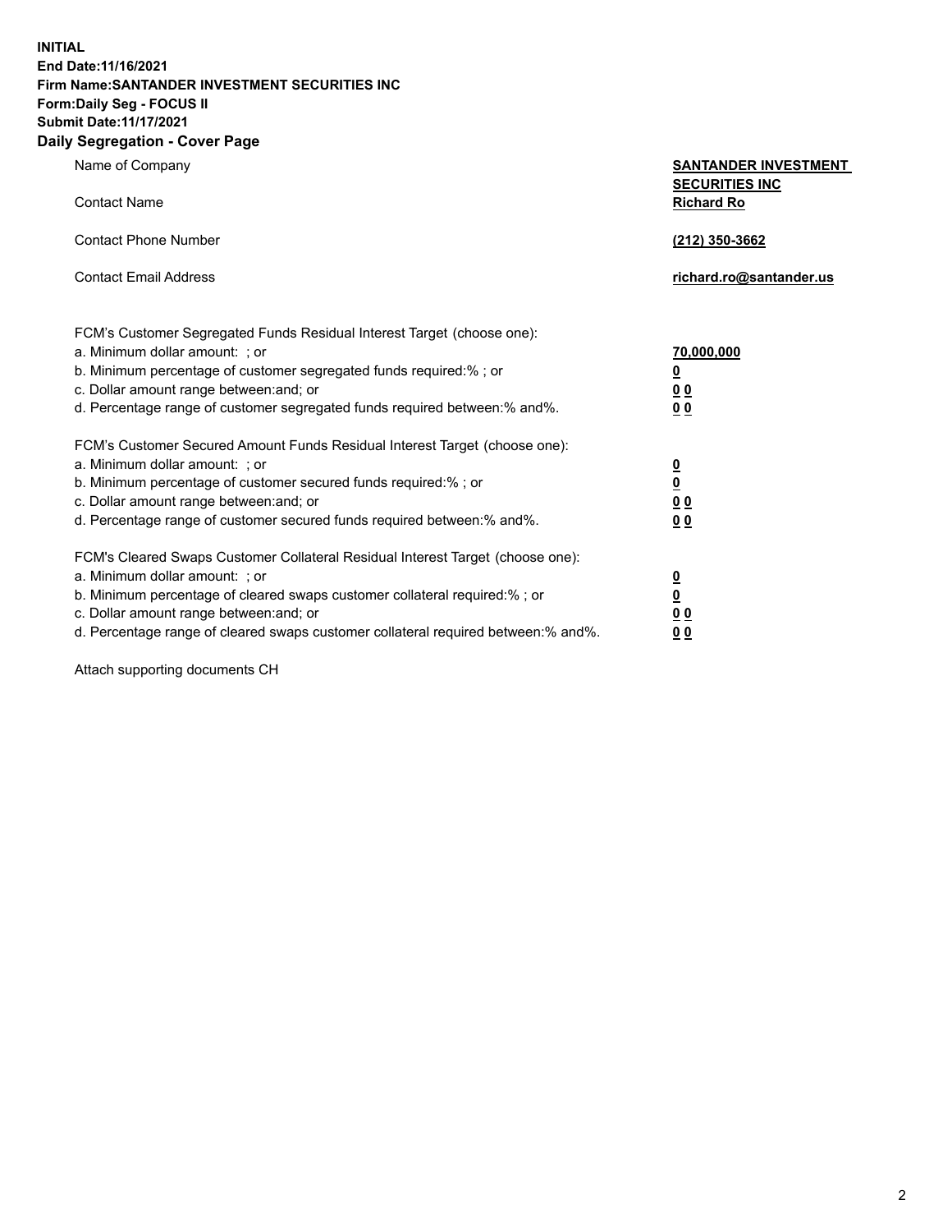**INITIAL**
**End Date:11/16/2021**
**Firm Name:SANTANDER INVESTMENT SECURITIES INC**
**Form:Daily Seg - FOCUS II**
**Submit Date:11/17/2021**

## Daily Segregation - Cover Page

| | |
|---|---|
| Name of Company | **SANTANDER INVESTMENT SECURITIES INC** |
| Contact Name | **Richard Ro** |
| Contact Phone Number | **(212) 350-3662** |
| Contact Email Address | **richard.ro@santander.us** |

| | |
|---|---|
| FCM's Customer Segregated Funds Residual Interest Target (choose one): | |
| a. Minimum dollar amount: ; or | **70,000,000** |
| b. Minimum percentage of customer segregated funds required:% ; or | **0** |
| c. Dollar amount range between:and; or | **0 0** |
| d. Percentage range of customer segregated funds required between:% and%. | **0 0** |
| FCM's Customer Secured Amount Funds Residual Interest Target (choose one): | |
| a. Minimum dollar amount: ; or | **0** |
| b. Minimum percentage of customer secured funds required:% ; or | **0** |
| c. Dollar amount range between:and; or | **0 0** |
| d. Percentage range of customer secured funds required between:% and%. | **0 0** |
| FCM's Cleared Swaps Customer Collateral Residual Interest Target (choose one): | |
| a. Minimum dollar amount: ; or | **0** |
| b. Minimum percentage of cleared swaps customer collateral required:% ; or | **0** |
| c. Dollar amount range between:and; or | **0 0** |
| d. Percentage range of cleared swaps customer collateral required between:% and%. | **0 0** |

Attach supporting documents CH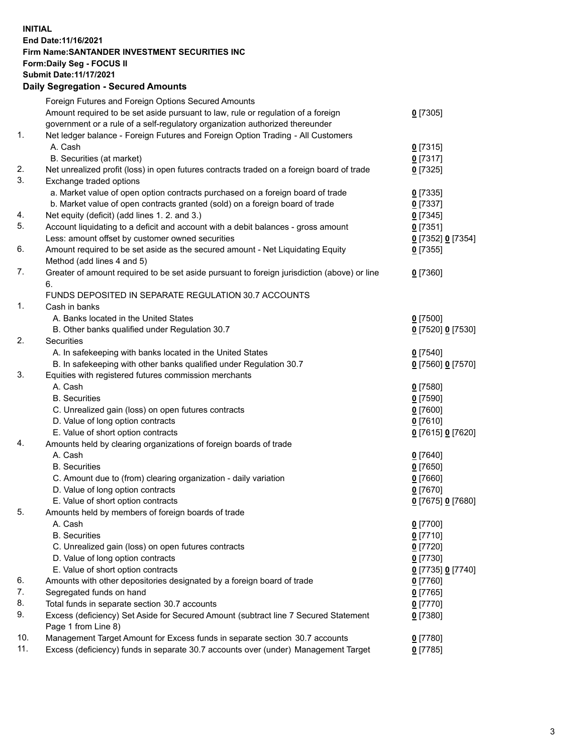**INITIAL**
**End Date:11/16/2021**
**Firm Name:SANTANDER INVESTMENT SECURITIES INC**
**Form:Daily Seg - FOCUS II**
**Submit Date:11/17/2021**

## Daily Segregation - Secured Amounts

| | | |
|---|---|---|
| | Foreign Futures and Foreign Options Secured Amounts | |
| | Amount required to be set aside pursuant to law, rule or regulation of a foreign government or a rule of a self-regulatory organization authorized thereunder | **0** [7305] |
| 1. | Net ledger balance - Foreign Futures and Foreign Option Trading - All Customers | |
| | A. Cash | **0** [7315] |
| | B. Securities (at market) | **0** [7317] |
| 2. | Net unrealized profit (loss) in open futures contracts traded on a foreign board of trade | **0** [7325] |
| 3. | Exchange traded options | |
| | a. Market value of open option contracts purchased on a foreign board of trade | **0** [7335] |
| | b. Market value of open contracts granted (sold) on a foreign board of trade | **0** [7337] |
| 4. | Net equity (deficit) (add lines 1. 2. and 3.) | **0** [7345] |
| 5. | Account liquidating to a deficit and account with a debit balances - gross amount | **0** [7351] |
| | Less: amount offset by customer owned securities | **0** [7352] **0** [7354] |
| 6. | Amount required to be set aside as the secured amount - Net Liquidating Equity Method (add lines 4 and 5) | **0** [7355] |
| 7. | Greater of amount required to be set aside pursuant to foreign jurisdiction (above) or line 6. | **0** [7360] |
| | FUNDS DEPOSITED IN SEPARATE REGULATION 30.7 ACCOUNTS | |
| 1. | Cash in banks | |
| | A. Banks located in the United States | **0** [7500] |
| | B. Other banks qualified under Regulation 30.7 | **0** [7520] **0** [7530] |
| 2. | Securities | |
| | A. In safekeeping with banks located in the United States | **0** [7540] |
| | B. In safekeeping with other banks qualified under Regulation 30.7 | **0** [7560] **0** [7570] |
| 3. | Equities with registered futures commission merchants | |
| | A. Cash | **0** [7580] |
| | B. Securities | **0** [7590] |
| | C. Unrealized gain (loss) on open futures contracts | **0** [7600] |
| | D. Value of long option contracts | **0** [7610] |
| | E. Value of short option contracts | **0** [7615] **0** [7620] |
| 4. | Amounts held by clearing organizations of foreign boards of trade | |
| | A. Cash | **0** [7640] |
| | B. Securities | **0** [7650] |
| | C. Amount due to (from) clearing organization - daily variation | **0** [7660] |
| | D. Value of long option contracts | **0** [7670] |
| | E. Value of short option contracts | **0** [7675] **0** [7680] |
| 5. | Amounts held by members of foreign boards of trade | |
| | A. Cash | **0** [7700] |
| | B. Securities | **0** [7710] |
| | C. Unrealized gain (loss) on open futures contracts | **0** [7720] |
| | D. Value of long option contracts | **0** [7730] |
| | E. Value of short option contracts | **0** [7735] **0** [7740] |
| 6. | Amounts with other depositories designated by a foreign board of trade | **0** [7760] |
| 7. | Segregated funds on hand | **0** [7765] |
| 8. | Total funds in separate section 30.7 accounts | **0** [7770] |
| 9. | Excess (deficiency) Set Aside for Secured Amount (subtract line 7 Secured Statement Page 1 from Line 8) | **0** [7380] |
| 10. | Management Target Amount for Excess funds in separate section 30.7 accounts | **0** [7780] |
| 11. | Excess (deficiency) funds in separate 30.7 accounts over (under) Management Target | **0** [7785] |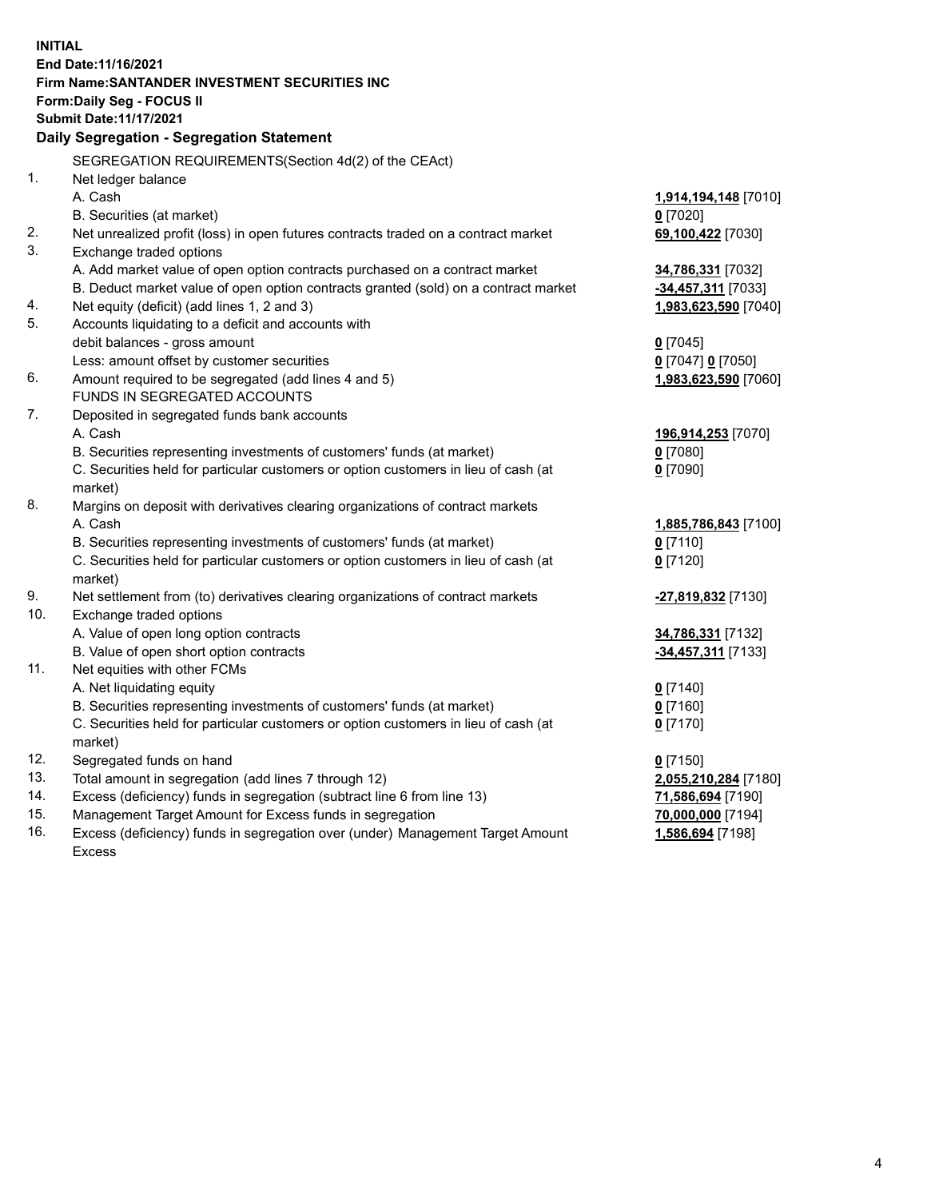**INITIAL**
**End Date:11/16/2021**
**Firm Name:SANTANDER INVESTMENT SECURITIES INC**
**Form:Daily Seg - FOCUS II**
**Submit Date:11/17/2021**

## Daily Segregation - Segregation Statement

SEGREGATION REQUIREMENTS(Section 4d(2) of the CEAct)

| | | |
|---|---|---|
| 1. | Net ledger balance | |
| | A. Cash | **1,914,194,148** [7010] |
| | B. Securities (at market) | **0** [7020] |
| 2. | Net unrealized profit (loss) in open futures contracts traded on a contract market | **69,100,422** [7030] |
| 3. | Exchange traded options | |
| | A. Add market value of open option contracts purchased on a contract market | **34,786,331** [7032] |
| | B. Deduct market value of open option contracts granted (sold) on a contract market | **-34,457,311** [7033] |
| 4. | Net equity (deficit) (add lines 1, 2 and 3) | **1,983,623,590** [7040] |
| 5. | Accounts liquidating to a deficit and accounts with debit balances - gross amount | **0** [7045] |
| | Less: amount offset by customer securities | **0** [7047] **0** [7050] |
| 6. | Amount required to be segregated (add lines 4 and 5) | **1,983,623,590** [7060] |
| | FUNDS IN SEGREGATED ACCOUNTS | |
| 7. | Deposited in segregated funds bank accounts | |
| | A. Cash | **196,914,253** [7070] |
| | B. Securities representing investments of customers' funds (at market) | **0** [7080] |
| | C. Securities held for particular customers or option customers in lieu of cash (at market) | **0** [7090] |
| 8. | Margins on deposit with derivatives clearing organizations of contract markets | |
| | A. Cash | **1,885,786,843** [7100] |
| | B. Securities representing investments of customers' funds (at market) | **0** [7110] |
| | C. Securities held for particular customers or option customers in lieu of cash (at market) | **0** [7120] |
| 9. | Net settlement from (to) derivatives clearing organizations of contract markets | **-27,819,832** [7130] |
| 10. | Exchange traded options | |
| | A. Value of open long option contracts | **34,786,331** [7132] |
| | B. Value of open short option contracts | **-34,457,311** [7133] |
| 11. | Net equities with other FCMs | |
| | A. Net liquidating equity | **0** [7140] |
| | B. Securities representing investments of customers' funds (at market) | **0** [7160] |
| | C. Securities held for particular customers or option customers in lieu of cash (at market) | **0** [7170] |
| 12. | Segregated funds on hand | **0** [7150] |
| 13. | Total amount in segregation (add lines 7 through 12) | **2,055,210,284** [7180] |
| 14. | Excess (deficiency) funds in segregation (subtract line 6 from line 13) | **71,586,694** [7190] |
| 15. | Management Target Amount for Excess funds in segregation | **70,000,000** [7194] |
| 16. | Excess (deficiency) funds in segregation over (under) Management Target Amount Excess | **1,586,694** [7198] |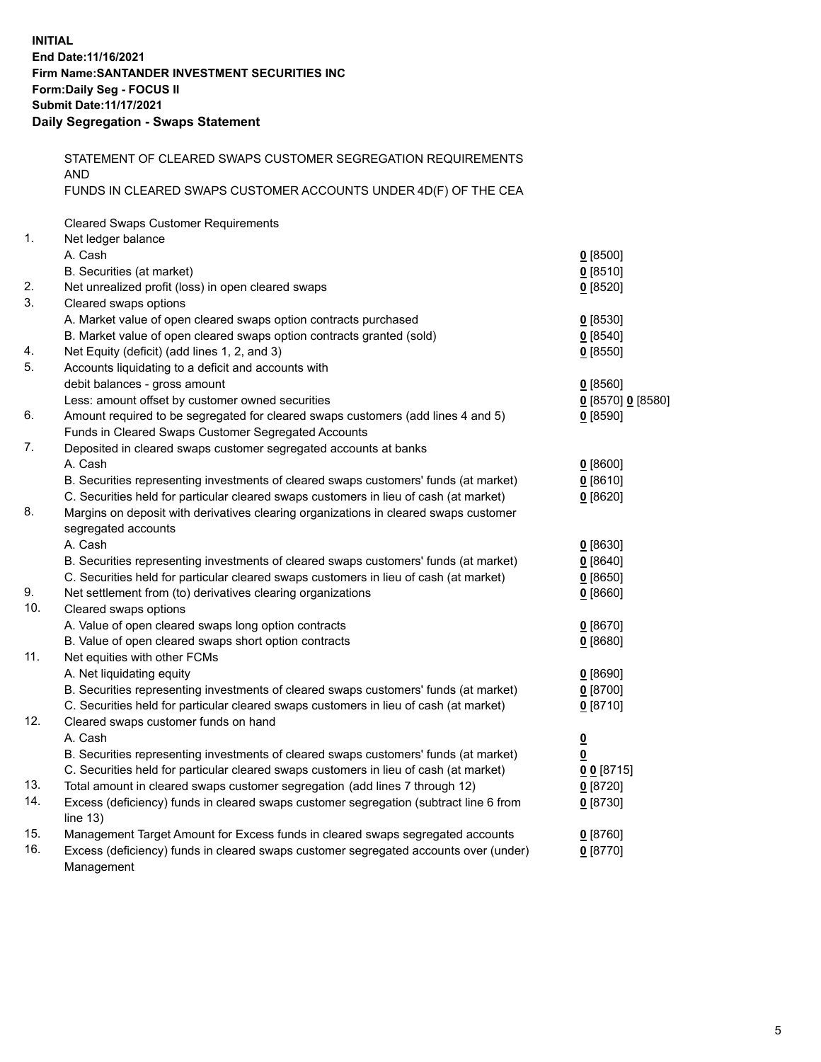**INITIAL**
**End Date:11/16/2021**
**Firm Name:SANTANDER INVESTMENT SECURITIES INC**
**Form:Daily Seg - FOCUS II**
**Submit Date:11/17/2021**
**Daily Segregation - Swaps Statement**

STATEMENT OF CLEARED SWAPS CUSTOMER SEGREGATION REQUIREMENTS AND FUNDS IN CLEARED SWAPS CUSTOMER ACCOUNTS UNDER 4D(F) OF THE CEA

| | | |
|---|---|---|
| | Cleared Swaps Customer Requirements | |
| 1. | Net ledger balance | |
| | A. Cash | 0 [8500] |
| | B. Securities (at market) | 0 [8510] |
| 2. | Net unrealized profit (loss) in open cleared swaps | 0 [8520] |
| 3. | Cleared swaps options | |
| | A. Market value of open cleared swaps option contracts purchased | 0 [8530] |
| | B. Market value of open cleared swaps option contracts granted (sold) | 0 [8540] |
| 4. | Net Equity (deficit) (add lines 1, 2, and 3) | 0 [8550] |
| 5. | Accounts liquidating to a deficit and accounts with | |
| | debit balances - gross amount | 0 [8560] |
| | Less: amount offset by customer owned securities | 0 [8570] 0 [8580] |
| 6. | Amount required to be segregated for cleared swaps customers (add lines 4 and 5) | 0 [8590] |
| | Funds in Cleared Swaps Customer Segregated Accounts | |
| 7. | Deposited in cleared swaps customer segregated accounts at banks | |
| | A. Cash | 0 [8600] |
| | B. Securities representing investments of cleared swaps customers' funds (at market) | 0 [8610] |
| | C. Securities held for particular cleared swaps customers in lieu of cash (at market) | 0 [8620] |
| 8. | Margins on deposit with derivatives clearing organizations in cleared swaps customer segregated accounts | |
| | A. Cash | 0 [8630] |
| | B. Securities representing investments of cleared swaps customers' funds (at market) | 0 [8640] |
| | C. Securities held for particular cleared swaps customers in lieu of cash (at market) | 0 [8650] |
| 9. | Net settlement from (to) derivatives clearing organizations | 0 [8660] |
| 10. | Cleared swaps options | |
| | A. Value of open cleared swaps long option contracts | 0 [8670] |
| | B. Value of open cleared swaps short option contracts | 0 [8680] |
| 11. | Net equities with other FCMs | |
| | A. Net liquidating equity | 0 [8690] |
| | B. Securities representing investments of cleared swaps customers' funds (at market) | 0 [8700] |
| | C. Securities held for particular cleared swaps customers in lieu of cash (at market) | 0 [8710] |
| 12. | Cleared swaps customer funds on hand | |
| | A. Cash | 0 |
| | B. Securities representing investments of cleared swaps customers' funds (at market) | 0 |
| | C. Securities held for particular cleared swaps customers in lieu of cash (at market) | 0 0 [8715] |
| 13. | Total amount in cleared swaps customer segregation (add lines 7 through 12) | 0 [8720] |
| 14. | Excess (deficiency) funds in cleared swaps customer segregation (subtract line 6 from line 13) | 0 [8730] |
| 15. | Management Target Amount for Excess funds in cleared swaps segregated accounts | 0 [8760] |
| 16. | Excess (deficiency) funds in cleared swaps customer segregated accounts over (under) Management | 0 [8770] |